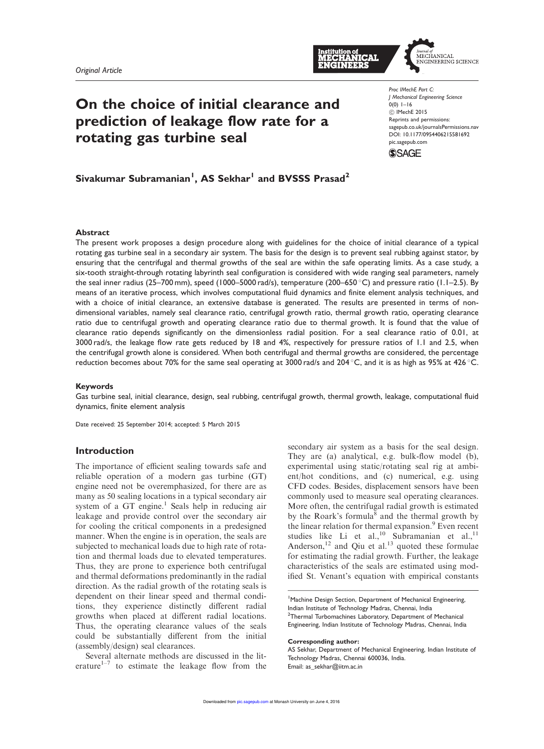*Original Article*

# On the choice of initial clearance and prediction of leakage flow rate for a rotating gas turbine seal

Proc IMechE Part C:
J Mechanical Engineering Science
0(0) 1–16
© IMechE 2015
Reprints and permissions:
sagepub.co.uk/journalsPermissions.nav
DOI: 10.1177/0954406215581692
pic.sagepub.com

**Sivakumar Subramanian[1], AS Sekhar[1] and BVSSS Prasad[2]**

### Abstract

The present work proposes a design procedure along with guidelines for the choice of initial clearance of a typical rotating gas turbine seal in a secondary air system. The basis for the design is to prevent seal rubbing against stator, by ensuring that the centrifugal and thermal growths of the seal are within the safe operating limits. As a case study, a six-tooth straight-through rotating labyrinth seal configuration is considered with wide ranging seal parameters, namely the seal inner radius (25–700 mm), speed (1000–5000 rad/s), temperature (200–650 °C) and pressure ratio (1.1–2.5). By means of an iterative process, which involves computational fluid dynamics and finite element analysis techniques, and with a choice of initial clearance, an extensive database is generated. The results are presented in terms of non-dimensional variables, namely seal clearance ratio, centrifugal growth ratio, thermal growth ratio, operating clearance ratio due to centrifugal growth and operating clearance ratio due to thermal growth. It is found that the value of clearance ratio depends significantly on the dimensionless radial position. For a seal clearance ratio of 0.01, at 3000 rad/s, the leakage flow rate gets reduced by 18 and 4%, respectively for pressure ratios of 1.1 and 2.5, when the centrifugal growth alone is considered. When both centrifugal and thermal growths are considered, the percentage reduction becomes about 70% for the same seal operating at 3000 rad/s and 204 °C, and it is as high as 95% at 426 °C.

### Keywords

Gas turbine seal, initial clearance, design, seal rubbing, centrifugal growth, thermal growth, leakage, computational fluid dynamics, finite element analysis

Date received: 25 September 2014; accepted: 5 March 2015

## Introduction

The importance of efficient sealing towards safe and reliable operation of a modern gas turbine (GT) engine need not be overemphasized, for there are as many as 50 sealing locations in a typical secondary air system of a GT engine.[1] Seals help in reducing air leakage and provide control over the secondary air for cooling the critical components in a predesigned manner. When the engine is in operation, the seals are subjected to mechanical loads due to high rate of rotation and thermal loads due to elevated temperatures. Thus, they are prone to experience both centrifugal and thermal deformations predominantly in the radial direction. As the radial growth of the rotating seals is dependent on their linear speed and thermal conditions, they experience distinctly different radial growths when placed at different radial locations. Thus, the operating clearance values of the seals could be substantially different from the initial (assembly/design) seal clearances.

Several alternate methods are discussed in the literature[1–7] to estimate the leakage flow from the secondary air system as a basis for the seal design. They are (a) analytical, e.g. bulk-flow model (b), experimental using static/rotating seal rig at ambient/hot conditions, and (c) numerical, e.g. using CFD codes. Besides, displacement sensors have been commonly used to measure seal operating clearances. More often, the centrifugal radial growth is estimated by the Roark's formula[8] and the thermal growth by the linear relation for thermal expansion.[9] Even recent studies like Li et al.,[10] Subramanian et al.,[11] Anderson,[12] and Qiu et al.[13] quoted these formulae for estimating the radial growth. Further, the leakage characteristics of the seals are estimated using modified St. Venant's equation with empirical constants

[1]Machine Design Section, Department of Mechanical Engineering, Indian Institute of Technology Madras, Chennai, India
[2]Thermal Turbomachines Laboratory, Department of Mechanical Engineering, Indian Institute of Technology Madras, Chennai, India

**Corresponding author:**
AS Sekhar, Department of Mechanical Engineering, Indian Institute of Technology Madras, Chennai 600036, India.
Email: as_sekhar@iitm.ac.in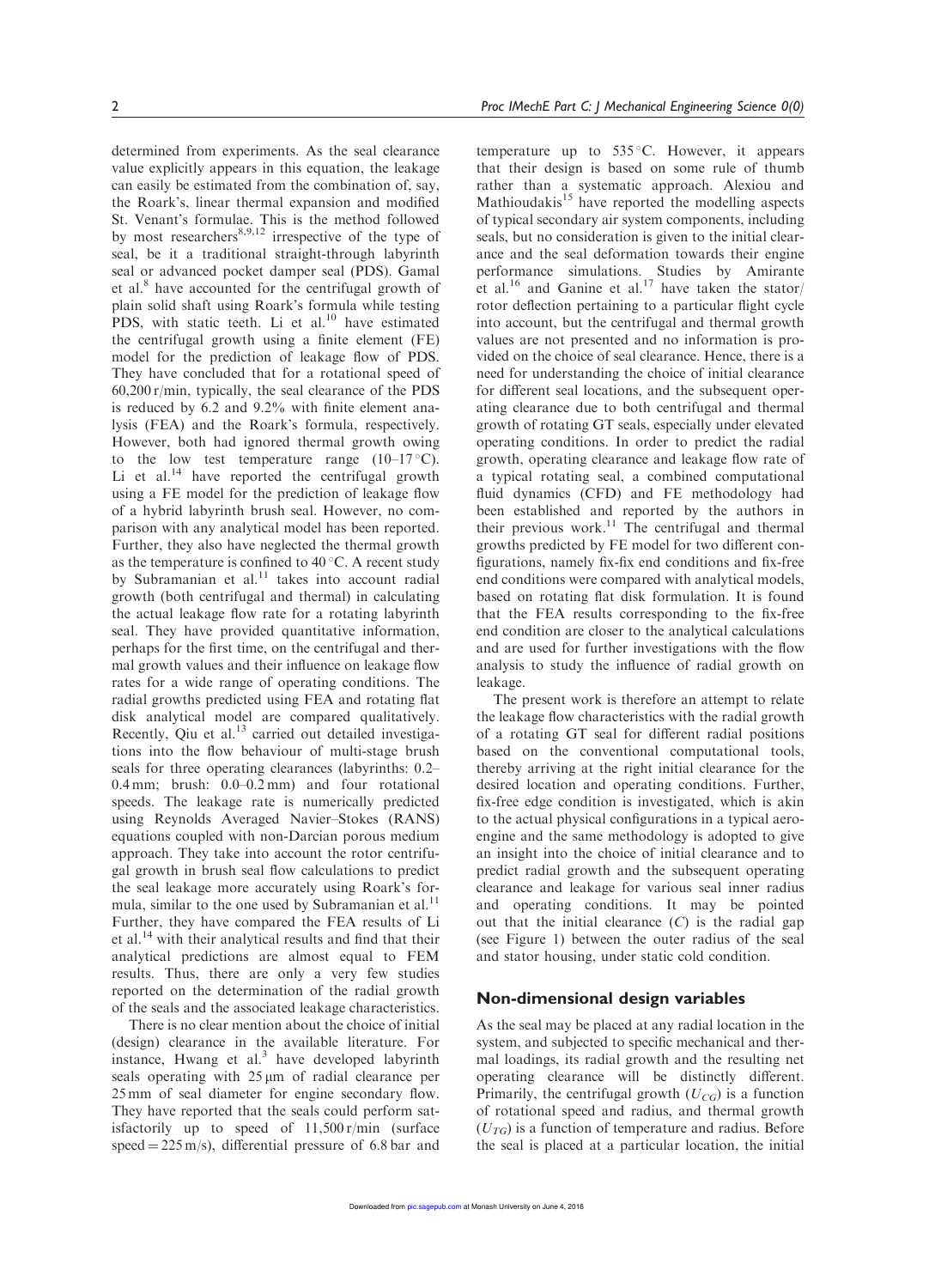determined from experiments. As the seal clearance value explicitly appears in this equation, the leakage can easily be estimated from the combination of, say, the Roark's, linear thermal expansion and modified St. Venant's formulae. This is the method followed by most researchers[8,9,12] irrespective of the type of seal, be it a traditional straight-through labyrinth seal or advanced pocket damper seal (PDS). Gamal et al.[8] have accounted for the centrifugal growth of plain solid shaft using Roark's formula while testing PDS, with static teeth. Li et al.[10] have estimated the centrifugal growth using a finite element (FE) model for the prediction of leakage flow of PDS. They have concluded that for a rotational speed of 60,200 r/min, typically, the seal clearance of the PDS is reduced by 6.2 and 9.2% with finite element analysis (FEA) and the Roark's formula, respectively. However, both had ignored thermal growth owing to the low test temperature range (10–17 °C). Li et al.[14] have reported the centrifugal growth using a FE model for the prediction of leakage flow of a hybrid labyrinth brush seal. However, no comparison with any analytical model has been reported. Further, they also have neglected the thermal growth as the temperature is confined to 40 °C. A recent study by Subramanian et al.[11] takes into account radial growth (both centrifugal and thermal) in calculating the actual leakage flow rate for a rotating labyrinth seal. They have provided quantitative information, perhaps for the first time, on the centrifugal and thermal growth values and their influence on leakage flow rates for a wide range of operating conditions. The radial growths predicted using FEA and rotating flat disk analytical model are compared qualitatively. Recently, Qiu et al.[13] carried out detailed investigations into the flow behaviour of multi-stage brush seals for three operating clearances (labyrinths: 0.2–0.4 mm; brush: 0.0–0.2 mm) and four rotational speeds. The leakage rate is numerically predicted using Reynolds Averaged Navier–Stokes (RANS) equations coupled with non-Darcian porous medium approach. They take into account the rotor centrifugal growth in brush seal flow calculations to predict the seal leakage more accurately using Roark's formula, similar to the one used by Subramanian et al.[11] Further, they have compared the FEA results of Li et al.[14] with their analytical results and find that their analytical predictions are almost equal to FEM results. Thus, there are only a very few studies reported on the determination of the radial growth of the seals and the associated leakage characteristics.

There is no clear mention about the choice of initial (design) clearance in the available literature. For instance, Hwang et al.[3] have developed labyrinth seals operating with 25 µm of radial clearance per 25 mm of seal diameter for engine secondary flow. They have reported that the seals could perform satisfactorily up to speed of 11,500 r/min (surface speed = 225 m/s), differential pressure of 6.8 bar and temperature up to 535 °C. However, it appears that their design is based on some rule of thumb rather than a systematic approach. Alexiou and Mathioudakis[15] have reported the modelling aspects of typical secondary air system components, including seals, but no consideration is given to the initial clearance and the seal deformation towards their engine performance simulations. Studies by Amirante et al.[16] and Ganine et al.[17] have taken the stator/rotor deflection pertaining to a particular flight cycle into account, but the centrifugal and thermal growth values are not presented and no information is provided on the choice of seal clearance. Hence, there is a need for understanding the choice of initial clearance for different seal locations, and the subsequent operating clearance due to both centrifugal and thermal growth of rotating GT seals, especially under elevated operating conditions. In order to predict the radial growth, operating clearance and leakage flow rate of a typical rotating seal, a combined computational fluid dynamics (CFD) and FE methodology had been established and reported by the authors in their previous work.[11] The centrifugal and thermal growths predicted by FE model for two different configurations, namely fix-fix end conditions and fix-free end conditions were compared with analytical models, based on rotating flat disk formulation. It is found that the FEA results corresponding to the fix-free end condition are closer to the analytical calculations and are used for further investigations with the flow analysis to study the influence of radial growth on leakage.

The present work is therefore an attempt to relate the leakage flow characteristics with the radial growth of a rotating GT seal for different radial positions based on the conventional computational tools, thereby arriving at the right initial clearance for the desired location and operating conditions. Further, fix-free edge condition is investigated, which is akin to the actual physical configurations in a typical aero-engine and the same methodology is adopted to give an insight into the choice of initial clearance and to predict radial growth and the subsequent operating clearance and leakage for various seal inner radius and operating conditions. It may be pointed out that the initial clearance ($C$) is the radial gap (see Figure 1) between the outer radius of the seal and stator housing, under static cold condition.

## Non-dimensional design variables

As the seal may be placed at any radial location in the system, and subjected to specific mechanical and thermal loadings, its radial growth and the resulting net operating clearance will be distinctly different. Primarily, the centrifugal growth ($U_{CG}$) is a function of rotational speed and radius, and thermal growth ($U_{TG}$) is a function of temperature and radius. Before the seal is placed at a particular location, the initial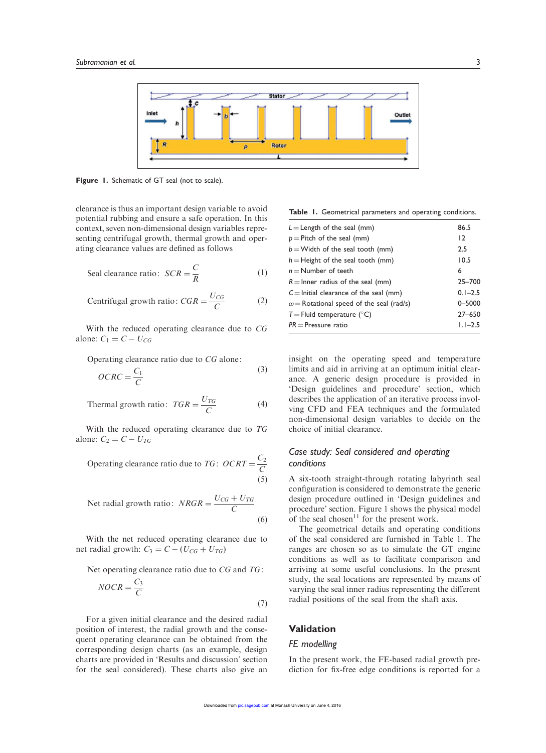Figure 1. Schematic of GT seal (not to scale).

clearance is thus an important design variable to avoid potential rubbing and ensure a safe operation. In this context, seven non-dimensional design variables representing centrifugal growth, thermal growth and operating clearance values are defined as follows

$$\text{Seal clearance ratio: } SCR = \frac{C}{R} \tag{1}$$

$$\text{Centrifugal growth ratio: } CGR = \frac{U_{CG}}{C} \tag{2}$$

With the reduced operating clearance due to $CG$ alone: $C_1 = C - U_{CG}$

$$\text{Operating clearance ratio due to } CG \text{ alone: } OCRC = \frac{C_1}{C} \tag{3}$$

$$\text{Thermal growth ratio: } TGR = \frac{U_{TG}}{C} \tag{4}$$

With the reduced operating clearance due to $TG$ alone: $C_2 = C - U_{TG}$

$$\text{Operating clearance ratio due to } TG\text{: } OCRT = \frac{C_2}{C} \tag{5}$$

$$\text{Net radial growth ratio: } NRGR = \frac{U_{CG} + U_{TG}}{C} \tag{6}$$

With the net reduced operating clearance due to net radial growth: $C_3 = C - (U_{CG} + U_{TG})$

$$\text{Net operating clearance ratio due to } CG \text{ and } TG\text{: } NOCR = \frac{C_3}{C} \tag{7}$$

For a given initial clearance and the desired radial position of interest, the radial growth and the consequent operating clearance can be obtained from the corresponding design charts (as an example, design charts are provided in 'Results and discussion' section for the seal considered). These charts also give an insight on the operating speed and temperature limits and aid in arriving at an optimum initial clearance. A generic design procedure is provided in 'Design guidelines and procedure' section, which describes the application of an iterative process involving CFD and FEA techniques and the formulated non-dimensional design variables to decide on the choice of initial clearance.

Table 1. Geometrical parameters and operating conditions.

| | |
|---|---|
| $L$ = Length of the seal (mm) | 86.5 |
| $p$ = Pitch of the seal (mm) | 12 |
| $b$ = Width of the seal tooth (mm) | 2.5 |
| $h$ = Height of the seal tooth (mm) | 10.5 |
| $n$ = Number of teeth | 6 |
| $R$ = Inner radius of the seal (mm) | 25–700 |
| $C$ = Initial clearance of the seal (mm) | 0.1–2.5 |
| $\omega$ = Rotational speed of the seal (rad/s) | 0–5000 |
| $T$ = Fluid temperature (°C) | 27–650 |
| $PR$ = Pressure ratio | 1.1–2.5 |

### Case study: Seal considered and operating conditions

A six-tooth straight-through rotating labyrinth seal configuration is considered to demonstrate the generic design procedure outlined in 'Design guidelines and procedure' section. Figure 1 shows the physical model of the seal chosen[11] for the present work.

The geometrical details and operating conditions of the seal considered are furnished in Table 1. The ranges are chosen so as to simulate the GT engine conditions as well as to facilitate comparison and arriving at some useful conclusions. In the present study, the seal locations are represented by means of varying the seal inner radius representing the different radial positions of the seal from the shaft axis.

## Validation

### FE modelling

In the present work, the FE-based radial growth prediction for fix-free edge conditions is reported for a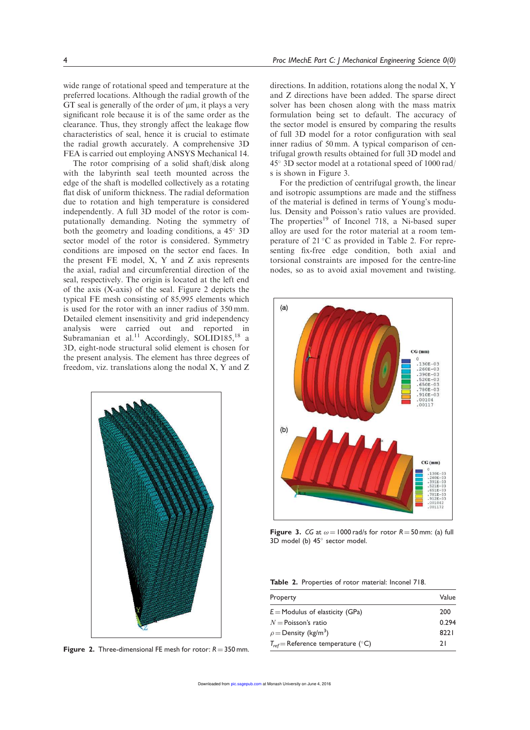wide range of rotational speed and temperature at the preferred locations. Although the radial growth of the GT seal is generally of the order of μm, it plays a very significant role because it is of the same order as the clearance. Thus, they strongly affect the leakage flow characteristics of seal, hence it is crucial to estimate the radial growth accurately. A comprehensive 3D FEA is carried out employing ANSYS Mechanical 14.

The rotor comprising of a solid shaft/disk along with the labyrinth seal teeth mounted across the edge of the shaft is modelled collectively as a rotating flat disk of uniform thickness. The radial deformation due to rotation and high temperature is considered independently. A full 3D model of the rotor is computationally demanding. Noting the symmetry of both the geometry and loading conditions, a 45° 3D sector model of the rotor is considered. Symmetry conditions are imposed on the sector end faces. In the present FE model, X, Y and Z axis represents the axial, radial and circumferential direction of the seal, respectively. The origin is located at the left end of the axis (X-axis) of the seal. Figure 2 depicts the typical FE mesh consisting of 85,995 elements which is used for the rotor with an inner radius of 350 mm. Detailed element insensitivity and grid independency analysis were carried out and reported in Subramanian et al.[11] Accordingly, SOLID185,[18] a 3D, eight-node structural solid element is chosen for the present analysis. The element has three degrees of freedom, viz. translations along the nodal X, Y and Z directions. In addition, rotations along the nodal X, Y and Z directions have been added. The sparse direct solver has been chosen along with the mass matrix formulation being set to default. The accuracy of the sector model is ensured by comparing the results of full 3D model for a rotor configuration with seal inner radius of 50 mm. A typical comparison of centrifugal growth results obtained for full 3D model and 45° 3D sector model at a rotational speed of 1000 rad/s is shown in Figure 3.

**Figure 2.** Three-dimensional FE mesh for rotor: $R = 350$ mm.

For the prediction of centrifugal growth, the linear and isotropic assumptions are made and the stiffness of the material is defined in terms of Young's modulus. Density and Poisson's ratio values are provided. The properties[19] of Inconel 718, a Ni-based super alloy are used for the rotor material at a room temperature of 21 °C as provided in Table 2. For representing fix-free edge condition, both axial and torsional constraints are imposed for the centre-line nodes, so as to avoid axial movement and twisting.

**Figure 3.** *CG* at $\omega = 1000$ rad/s for rotor $R = 50$ mm: (a) full 3D model (b) 45° sector model.

**Table 2.** Properties of rotor material: Inconel 718.

| Property | Value |
|---|---|
| $E$ = Modulus of elasticity (GPa) | 200 |
| $N$ = Poisson's ratio | 0.294 |
| $\rho$ = Density (kg/m$^3$) | 8221 |
| $T_{ref}$ = Reference temperature (°C) | 21 |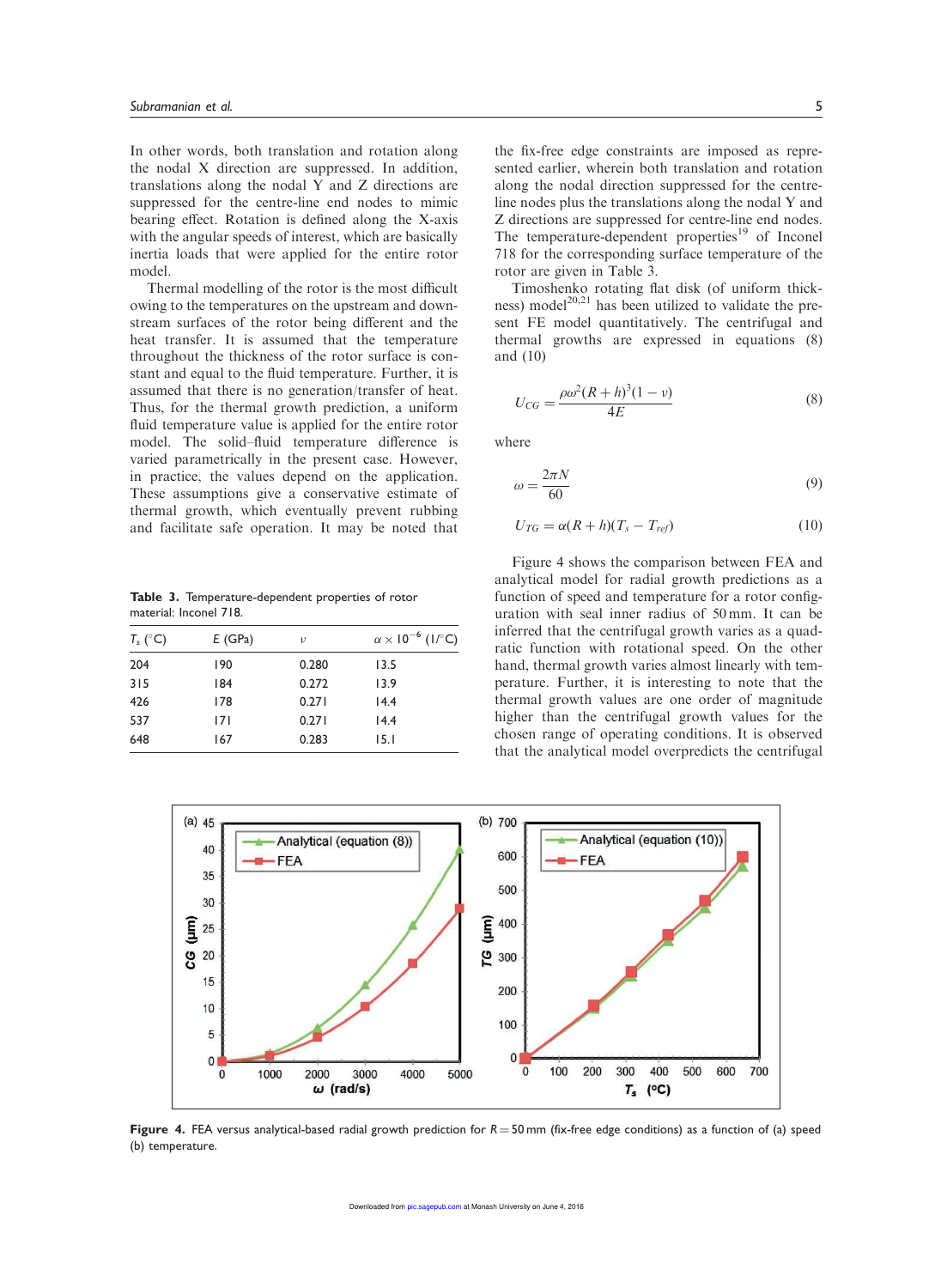In other words, both translation and rotation along the nodal X direction are suppressed. In addition, translations along the nodal Y and Z directions are suppressed for the centre-line end nodes to mimic bearing effect. Rotation is defined along the X-axis with the angular speeds of interest, which are basically inertia loads that were applied for the entire rotor model.

Thermal modelling of the rotor is the most difficult owing to the temperatures on the upstream and downstream surfaces of the rotor being different and the heat transfer. It is assumed that the temperature throughout the thickness of the rotor surface is constant and equal to the fluid temperature. Further, it is assumed that there is no generation/transfer of heat. Thus, for the thermal growth prediction, a uniform fluid temperature value is applied for the entire rotor model. The solid–fluid temperature difference is varied parametrically in the present case. However, in practice, the values depend on the application. These assumptions give a conservative estimate of thermal growth, which eventually prevent rubbing and facilitate safe operation. It may be noted that the fix-free edge constraints are imposed as represented earlier, wherein both translation and rotation along the nodal direction suppressed for the centre-line nodes plus the translations along the nodal Y and Z directions are suppressed for centre-line end nodes. The temperature-dependent properties[19] of Inconel 718 for the corresponding surface temperature of the rotor are given in Table 3.

**Table 3.** Temperature-dependent properties of rotor material: Inconel 718.

| $T_s$ (°C) | $E$ (GPa) | $\nu$ | $\alpha \times 10^{-6}$ (1/°C) |
|---|---|---|---|
| 204 | 190 | 0.280 | 13.5 |
| 315 | 184 | 0.272 | 13.9 |
| 426 | 178 | 0.271 | 14.4 |
| 537 | 171 | 0.271 | 14.4 |
| 648 | 167 | 0.283 | 15.1 |

Timoshenko rotating flat disk (of uniform thickness) model[20,21] has been utilized to validate the present FE model quantitatively. The centrifugal and thermal growths are expressed in equations (8) and (10)

$$U_{CG} = \frac{\rho\omega^2 (R+h)^3 (1-\nu)}{4E} \tag{8}$$

where

$$\omega = \frac{2\pi N}{60} \tag{9}$$

$$U_{TG} = \alpha (R+h)(T_s - T_{ref}) \tag{10}$$

Figure 4 shows the comparison between FEA and analytical model for radial growth predictions as a function of speed and temperature for a rotor configuration with seal inner radius of 50 mm. It can be inferred that the centrifugal growth varies as a quadratic function with rotational speed. On the other hand, thermal growth varies almost linearly with temperature. Further, it is interesting to note that the thermal growth values are one order of magnitude higher than the centrifugal growth values for the chosen range of operating conditions. It is observed that the analytical model overpredicts the centrifugal

**Figure 4.** FEA versus analytical-based radial growth prediction for $R = 50$ mm (fix-free edge conditions) as a function of (a) speed (b) temperature.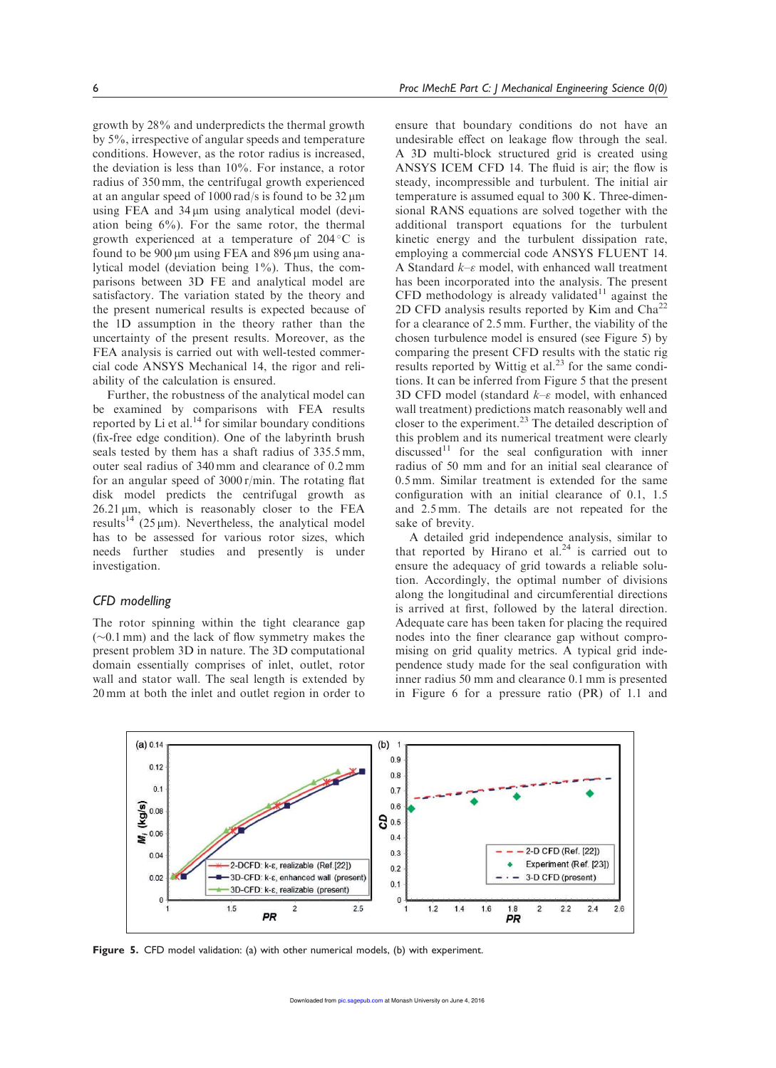growth by 28% and underpredicts the thermal growth by 5%, irrespective of angular speeds and temperature conditions. However, as the rotor radius is increased, the deviation is less than 10%. For instance, a rotor radius of 350 mm, the centrifugal growth experienced at an angular speed of 1000 rad/s is found to be 32 μm using FEA and 34 μm using analytical model (deviation being 6%). For the same rotor, the thermal growth experienced at a temperature of 204 °C is found to be 900 μm using FEA and 896 μm using analytical model (deviation being 1%). Thus, the comparisons between 3D FE and analytical model are satisfactory. The variation stated by the theory and the present numerical results is expected because of the 1D assumption in the theory rather than the uncertainty of the present results. Moreover, as the FEA analysis is carried out with well-tested commercial code ANSYS Mechanical 14, the rigor and reliability of the calculation is ensured.

Further, the robustness of the analytical model can be examined by comparisons with FEA results reported by Li et al.[14] for similar boundary conditions (fix-free edge condition). One of the labyrinth brush seals tested by them has a shaft radius of 335.5 mm, outer seal radius of 340 mm and clearance of 0.2 mm for an angular speed of 3000 r/min. The rotating flat disk model predicts the centrifugal growth as 26.21 μm, which is reasonably closer to the FEA results[14] (25 μm). Nevertheless, the analytical model has to be assessed for various rotor sizes, which needs further studies and presently is under investigation.

## CFD modelling

The rotor spinning within the tight clearance gap (~0.1 mm) and the lack of flow symmetry makes the present problem 3D in nature. The 3D computational domain essentially comprises of inlet, outlet, rotor wall and stator wall. The seal length is extended by 20 mm at both the inlet and outlet region in order to ensure that boundary conditions do not have an undesirable effect on leakage flow through the seal. A 3D multi-block structured grid is created using ANSYS ICEM CFD 14. The fluid is air; the flow is steady, incompressible and turbulent. The initial air temperature is assumed equal to 300 K. Three-dimensional RANS equations are solved together with the additional transport equations for the turbulent kinetic energy and the turbulent dissipation rate, employing a commercial code ANSYS FLUENT 14. A Standard $k$–$\varepsilon$ model, with enhanced wall treatment has been incorporated into the analysis. The present CFD methodology is already validated[11] against the 2D CFD analysis results reported by Kim and Cha[22] for a clearance of 2.5 mm. Further, the viability of the chosen turbulence model is ensured (see Figure 5) by comparing the present CFD results with the static rig results reported by Wittig et al.[23] for the same conditions. It can be inferred from Figure 5 that the present 3D CFD model (standard $k$–$\varepsilon$ model, with enhanced wall treatment) predictions match reasonably well and closer to the experiment.[23] The detailed description of this problem and its numerical treatment were clearly discussed[11] for the seal configuration with inner radius of 50 mm and for an initial seal clearance of 0.5 mm. Similar treatment is extended for the same configuration with an initial clearance of 0.1, 1.5 and 2.5 mm. The details are not repeated for the sake of brevity.

A detailed grid independence analysis, similar to that reported by Hirano et al.[24] is carried out to ensure the adequacy of grid towards a reliable solution. Accordingly, the optimal number of divisions along the longitudinal and circumferential directions is arrived at first, followed by the lateral direction. Adequate care has been taken for placing the required nodes into the finer clearance gap without compromising on grid quality metrics. A typical grid independence study made for the seal configuration with inner radius 50 mm and clearance 0.1 mm is presented in Figure 6 for a pressure ratio (PR) of 1.1 and

Figure 5. CFD model validation: (a) with other numerical models, (b) with experiment.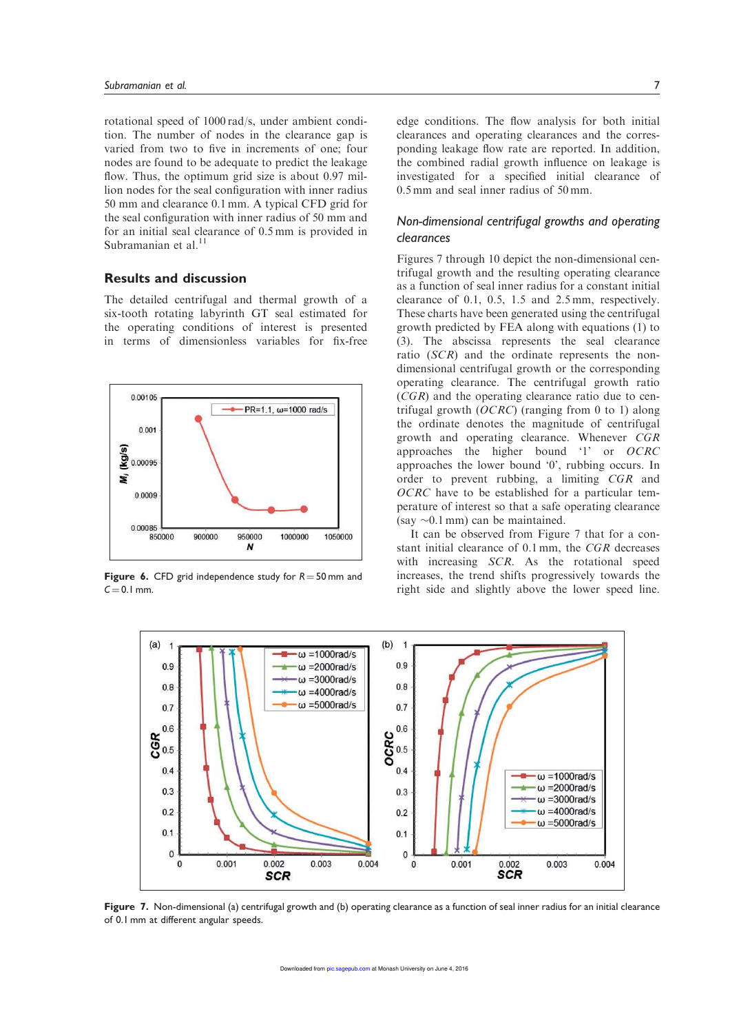rotational speed of 1000 rad/s, under ambient condition. The number of nodes in the clearance gap is varied from two to five in increments of one; four nodes are found to be adequate to predict the leakage flow. Thus, the optimum grid size is about 0.97 million nodes for the seal configuration with inner radius 50 mm and clearance 0.1 mm. A typical CFD grid for the seal configuration with inner radius of 50 mm and for an initial seal clearance of 0.5 mm is provided in Subramanian et al.[11]

## Results and discussion

The detailed centrifugal and thermal growth of a six-tooth rotating labyrinth GT seal estimated for the operating conditions of interest is presented in terms of dimensionless variables for fix-free edge conditions. The flow analysis for both initial clearances and operating clearances and the corresponding leakage flow rate are reported. In addition, the combined radial growth influence on leakage is investigated for a specified initial clearance of 0.5 mm and seal inner radius of 50 mm.

**Figure 6.** CFD grid independence study for $R = 50$ mm and $C = 0.1$ mm.

### Non-dimensional centrifugal growths and operating clearances

Figures 7 through 10 depict the non-dimensional centrifugal growth and the resulting operating clearance as a function of seal inner radius for a constant initial clearance of 0.1, 0.5, 1.5 and 2.5 mm, respectively. These charts have been generated using the centrifugal growth predicted by FEA along with equations (1) to (3). The abscissa represents the seal clearance ratio (*SCR*) and the ordinate represents the non-dimensional centrifugal growth or the corresponding operating clearance. The centrifugal growth ratio (*CGR*) and the operating clearance ratio due to centrifugal growth (*OCRC*) (ranging from 0 to 1) along the ordinate denotes the magnitude of centrifugal growth and operating clearance. Whenever *CGR* approaches the higher bound '1' or *OCRC* approaches the lower bound '0', rubbing occurs. In order to prevent rubbing, a limiting *CGR* and *OCRC* have to be established for a particular temperature of interest so that a safe operating clearance (say ~0.1 mm) can be maintained.

It can be observed from Figure 7 that for a constant initial clearance of 0.1 mm, the *CGR* decreases with increasing *SCR*. As the rotational speed increases, the trend shifts progressively towards the right side and slightly above the lower speed line.

**Figure 7.** Non-dimensional (a) centrifugal growth and (b) operating clearance as a function of seal inner radius for an initial clearance of 0.1 mm at different angular speeds.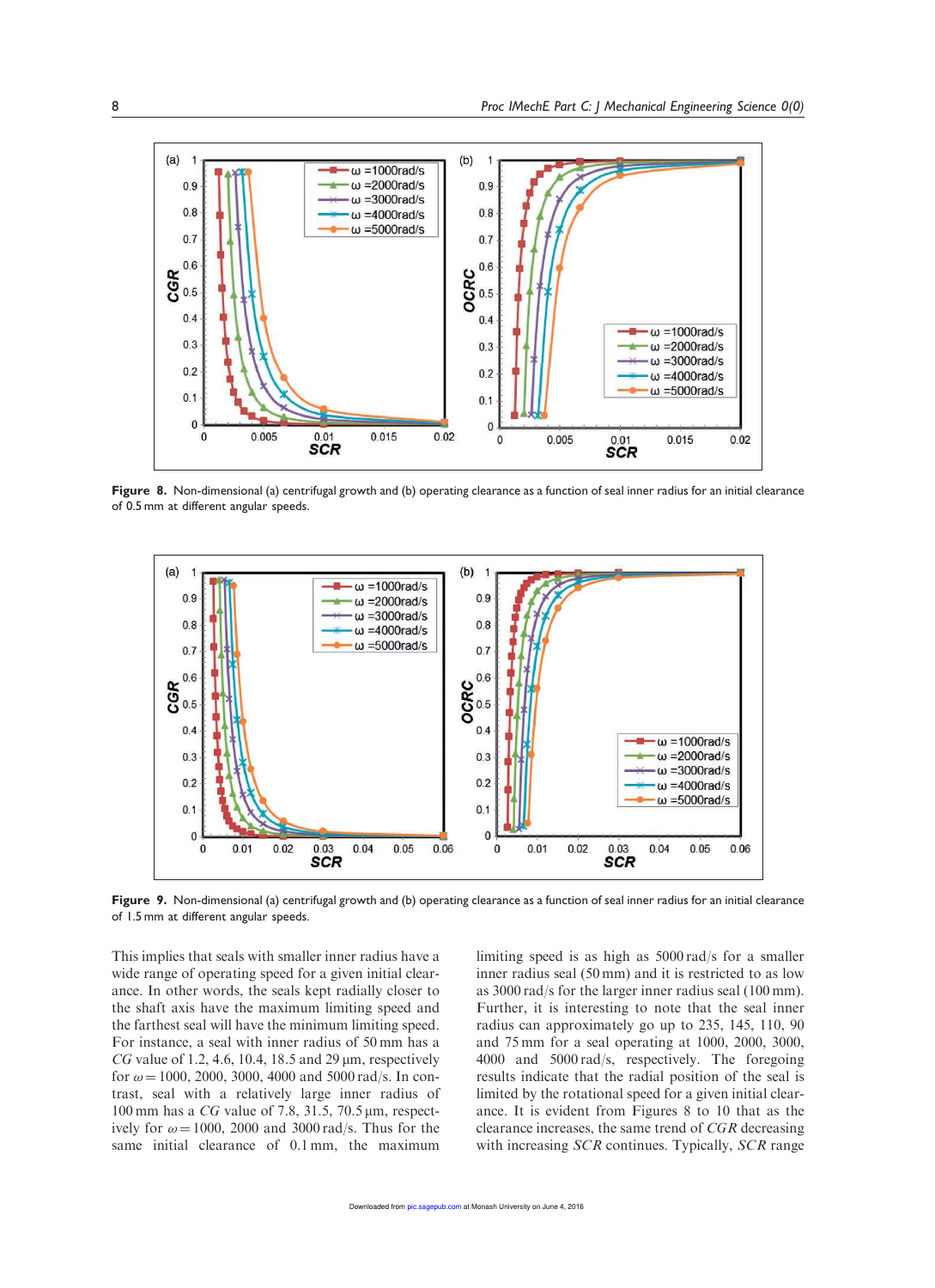**Figure 8.** Non-dimensional (a) centrifugal growth and (b) operating clearance as a function of seal inner radius for an initial clearance of 0.5 mm at different angular speeds.

**Figure 9.** Non-dimensional (a) centrifugal growth and (b) operating clearance as a function of seal inner radius for an initial clearance of 1.5 mm at different angular speeds.

This implies that seals with smaller inner radius have a wide range of operating speed for a given initial clearance. In other words, the seals kept radially closer to the shaft axis have the maximum limiting speed and the farthest seal will have the minimum limiting speed. For instance, a seal with inner radius of 50 mm has a *CG* value of 1.2, 4.6, 10.4, 18.5 and 29 µm, respectively for $\omega = 1000$, 2000, 3000, 4000 and 5000 rad/s. In contrast, seal with a relatively large inner radius of 100 mm has a *CG* value of 7.8, 31.5, 70.5 µm, respectively for $\omega = 1000$, 2000 and 3000 rad/s. Thus for the same initial clearance of 0.1 mm, the maximum limiting speed is as high as 5000 rad/s for a smaller inner radius seal (50 mm) and it is restricted to as low as 3000 rad/s for the larger inner radius seal (100 mm). Further, it is interesting to note that the seal inner radius can approximately go up to 235, 145, 110, 90 and 75 mm for a seal operating at 1000, 2000, 3000, 4000 and 5000 rad/s, respectively. The foregoing results indicate that the radial position of the seal is limited by the rotational speed for a given initial clearance. It is evident from Figures 8 to 10 that as the clearance increases, the same trend of *CGR* decreasing with increasing *SCR* continues. Typically, *SCR* range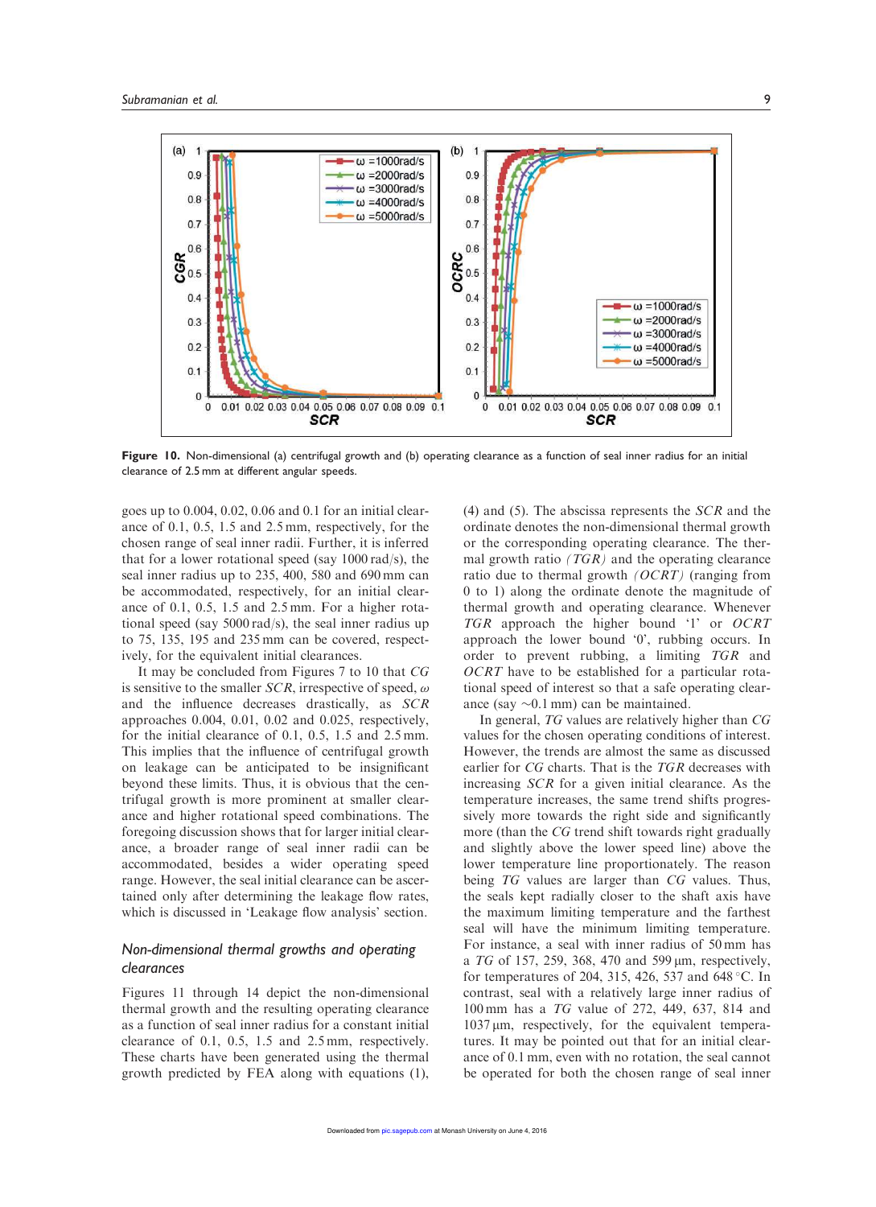Figure 10. Non-dimensional (a) centrifugal growth and (b) operating clearance as a function of seal inner radius for an initial clearance of 2.5 mm at different angular speeds.

goes up to 0.004, 0.02, 0.06 and 0.1 for an initial clearance of 0.1, 0.5, 1.5 and 2.5 mm, respectively, for the chosen range of seal inner radii. Further, it is inferred that for a lower rotational speed (say 1000 rad/s), the seal inner radius up to 235, 400, 580 and 690 mm can be accommodated, respectively, for an initial clearance of 0.1, 0.5, 1.5 and 2.5 mm. For a higher rotational speed (say 5000 rad/s), the seal inner radius up to 75, 135, 195 and 235 mm can be covered, respectively, for the equivalent initial clearances.

It may be concluded from Figures 7 to 10 that *CG* is sensitive to the smaller *SCR*, irrespective of speed, $\omega$ and the influence decreases drastically, as *SCR* approaches 0.004, 0.01, 0.02 and 0.025, respectively, for the initial clearance of 0.1, 0.5, 1.5 and 2.5 mm. This implies that the influence of centrifugal growth on leakage can be anticipated to be insignificant beyond these limits. Thus, it is obvious that the centrifugal growth is more prominent at smaller clearance and higher rotational speed combinations. The foregoing discussion shows that for larger initial clearance, a broader range of seal inner radii can be accommodated, besides a wider operating speed range. However, the seal initial clearance can be ascertained only after determining the leakage flow rates, which is discussed in 'Leakage flow analysis' section.

### Non-dimensional thermal growths and operating clearances

Figures 11 through 14 depict the non-dimensional thermal growth and the resulting operating clearance as a function of seal inner radius for a constant initial clearance of 0.1, 0.5, 1.5 and 2.5 mm, respectively. These charts have been generated using the thermal growth predicted by FEA along with equations (1), (4) and (5). The abscissa represents the *SCR* and the ordinate denotes the non-dimensional thermal growth or the corresponding operating clearance. The thermal growth ratio *(TGR)* and the operating clearance ratio due to thermal growth *(OCRT)* (ranging from 0 to 1) along the ordinate denote the magnitude of thermal growth and operating clearance. Whenever *TGR* approach the higher bound '1' or *OCRT* approach the lower bound '0', rubbing occurs. In order to prevent rubbing, a limiting *TGR* and *OCRT* have to be established for a particular rotational speed of interest so that a safe operating clearance (say ~0.1 mm) can be maintained.

In general, *TG* values are relatively higher than *CG* values for the chosen operating conditions of interest. However, the trends are almost the same as discussed earlier for *CG* charts. That is the *TGR* decreases with increasing *SCR* for a given initial clearance. As the temperature increases, the same trend shifts progressively more towards the right side and significantly more (than the *CG* trend shift towards right gradually and slightly above the lower speed line) above the lower temperature line proportionately. The reason being *TG* values are larger than *CG* values. Thus, the seals kept radially closer to the shaft axis have the maximum limiting temperature and the farthest seal will have the minimum limiting temperature. For instance, a seal with inner radius of 50 mm has a *TG* of 157, 259, 368, 470 and 599 μm, respectively, for temperatures of 204, 315, 426, 537 and 648 °C. In contrast, seal with a relatively large inner radius of 100 mm has a *TG* value of 272, 449, 637, 814 and 1037 μm, respectively, for the equivalent temperatures. It may be pointed out that for an initial clearance of 0.1 mm, even with no rotation, the seal cannot be operated for both the chosen range of seal inner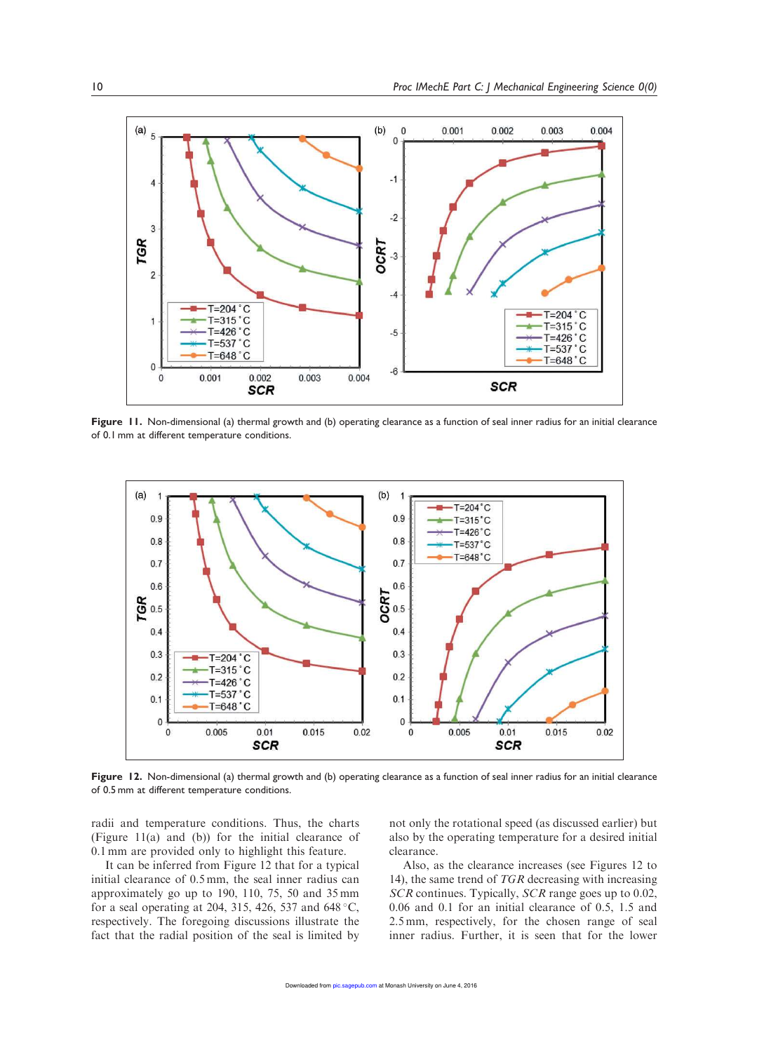Figure 11. Non-dimensional (a) thermal growth and (b) operating clearance as a function of seal inner radius for an initial clearance of 0.1 mm at different temperature conditions.

Figure 12. Non-dimensional (a) thermal growth and (b) operating clearance as a function of seal inner radius for an initial clearance of 0.5 mm at different temperature conditions.

radii and temperature conditions. Thus, the charts (Figure 11(a) and (b)) for the initial clearance of 0.1 mm are provided only to highlight this feature.

It can be inferred from Figure 12 that for a typical initial clearance of 0.5 mm, the seal inner radius can approximately go up to 190, 110, 75, 50 and 35 mm for a seal operating at 204, 315, 426, 537 and 648 °C, respectively. The foregoing discussions illustrate the fact that the radial position of the seal is limited by not only the rotational speed (as discussed earlier) but also by the operating temperature for a desired initial clearance.

Also, as the clearance increases (see Figures 12 to 14), the same trend of *TGR* decreasing with increasing *SCR* continues. Typically, *SCR* range goes up to 0.02, 0.06 and 0.1 for an initial clearance of 0.5, 1.5 and 2.5 mm, respectively, for the chosen range of seal inner radius. Further, it is seen that for the lower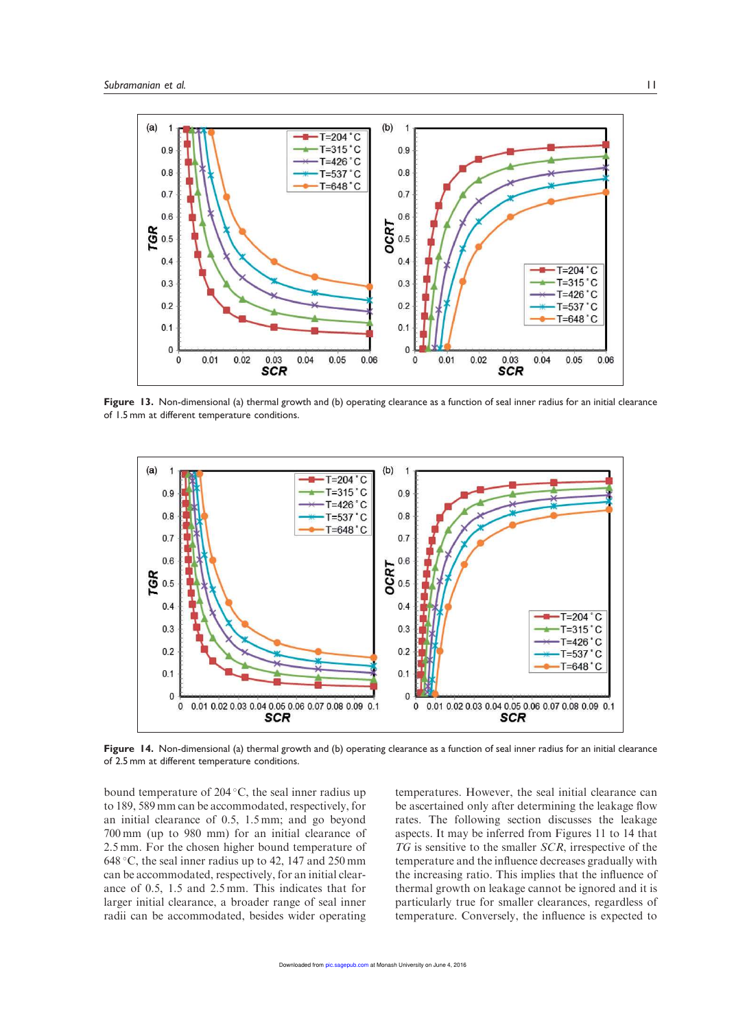Figure 13. Non-dimensional (a) thermal growth and (b) operating clearance as a function of seal inner radius for an initial clearance of 1.5 mm at different temperature conditions.

Figure 14. Non-dimensional (a) thermal growth and (b) operating clearance as a function of seal inner radius for an initial clearance of 2.5 mm at different temperature conditions.

bound temperature of 204 °C, the seal inner radius up to 189, 589 mm can be accommodated, respectively, for an initial clearance of 0.5, 1.5 mm; and go beyond 700 mm (up to 980 mm) for an initial clearance of 2.5 mm. For the chosen higher bound temperature of 648 °C, the seal inner radius up to 42, 147 and 250 mm can be accommodated, respectively, for an initial clearance of 0.5, 1.5 and 2.5 mm. This indicates that for larger initial clearance, a broader range of seal inner radii can be accommodated, besides wider operating temperatures. However, the seal initial clearance can be ascertained only after determining the leakage flow rates. The following section discusses the leakage aspects. It may be inferred from Figures 11 to 14 that *TG* is sensitive to the smaller *SCR*, irrespective of the temperature and the influence decreases gradually with the increasing ratio. This implies that the influence of thermal growth on leakage cannot be ignored and it is particularly true for smaller clearances, regardless of temperature. Conversely, the influence is expected to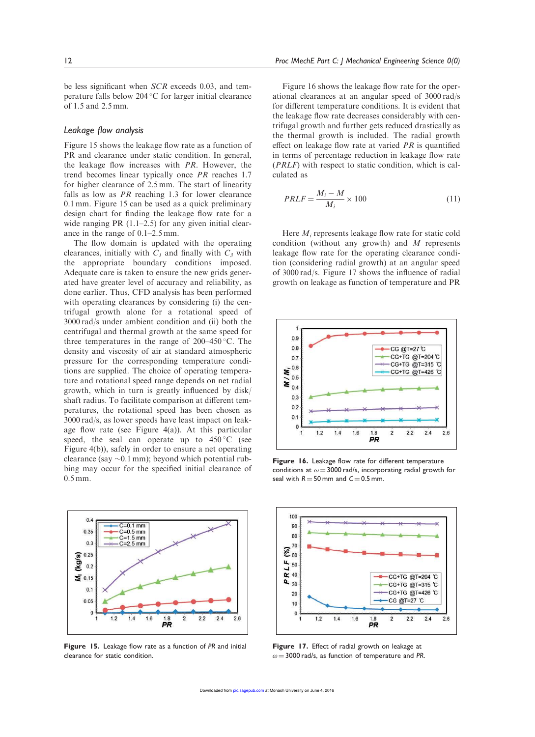be less significant when $SCR$ exceeds 0.03, and temperature falls below 204 °C for larger initial clearance of 1.5 and 2.5 mm.

## Leakage flow analysis

Figure 15 shows the leakage flow rate as a function of PR and clearance under static condition. In general, the leakage flow increases with $PR$. However, the trend becomes linear typically once $PR$ reaches 1.7 for higher clearance of 2.5 mm. The start of linearity falls as low as $PR$ reaching 1.3 for lower clearance 0.1 mm. Figure 15 can be used as a quick preliminary design chart for finding the leakage flow rate for a wide ranging PR (1.1–2.5) for any given initial clearance in the range of 0.1–2.5 mm.

The flow domain is updated with the operating clearances, initially with $C_1$ and finally with $C_3$ with the appropriate boundary conditions imposed. Adequate care is taken to ensure the new grids generated have greater level of accuracy and reliability, as done earlier. Thus, CFD analysis has been performed with operating clearances by considering (i) the centrifugal growth alone for a rotational speed of 3000 rad/s under ambient condition and (ii) both the centrifugal and thermal growth at the same speed for three temperatures in the range of 200–450 °C. The density and viscosity of air at standard atmospheric pressure for the corresponding temperature conditions are supplied. The choice of operating temperature and rotational speed range depends on net radial growth, which in turn is greatly influenced by disk/shaft radius. To facilitate comparison at different temperatures, the rotational speed has been chosen as 3000 rad/s, as lower speeds have least impact on leakage flow rate (see Figure 4(a)). At this particular speed, the seal can operate up to 450 °C (see Figure 4(b)), safely in order to ensure a net operating clearance (say ~0.1 mm); beyond which potential rubbing may occur for the specified initial clearance of 0.5 mm.

Figure 15. Leakage flow rate as a function of $PR$ and initial clearance for static condition.

Figure 16 shows the leakage flow rate for the operational clearances at an angular speed of 3000 rad/s for different temperature conditions. It is evident that the leakage flow rate decreases considerably with centrifugal growth and further gets reduced drastically as the thermal growth is included. The radial growth effect on leakage flow rate at varied $PR$ is quantified in terms of percentage reduction in leakage flow rate ($PRLF$) with respect to static condition, which is calculated as

$$PRLF = \frac{M_i - M}{M_i} \times 100 \tag{11}$$

Here $M_i$ represents leakage flow rate for static cold condition (without any growth) and $M$ represents leakage flow rate for the operating clearance condition (considering radial growth) at an angular speed of 3000 rad/s. Figure 17 shows the influence of radial growth on leakage as function of temperature and PR

Figure 16. Leakage flow rate for different temperature conditions at $\omega = 3000$ rad/s, incorporating radial growth for seal with $R = 50$ mm and $C = 0.5$ mm.

Figure 17. Effect of radial growth on leakage at $\omega = 3000$ rad/s, as function of temperature and $PR$.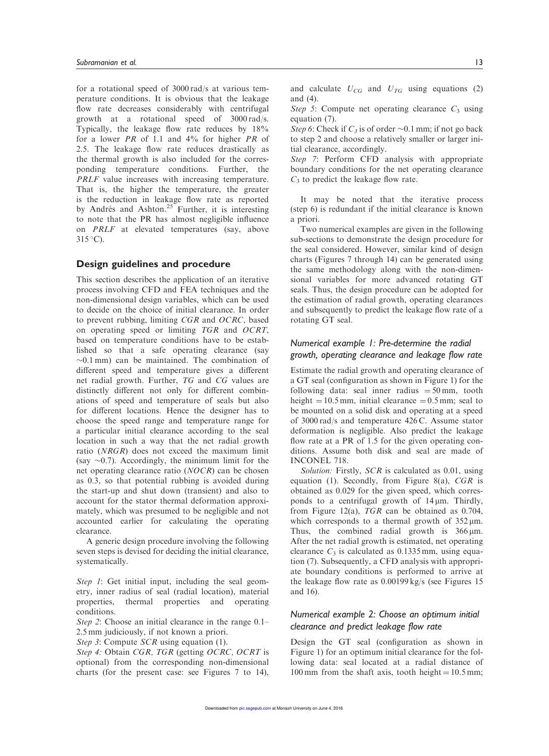for a rotational speed of 3000 rad/s at various temperature conditions. It is obvious that the leakage flow rate decreases considerably with centrifugal growth at a rotational speed of 3000 rad/s. Typically, the leakage flow rate reduces by 18% for a lower *PR* of 1.1 and 4% for higher *PR* of 2.5. The leakage flow rate reduces drastically as the thermal growth is also included for the corresponding temperature conditions. Further, the *PRLF* value increases with increasing temperature. That is, the higher the temperature, the greater is the reduction in leakage flow rate as reported by Andrés and Ashton.[25] Further, it is interesting to note that the PR has almost negligible influence on *PRLF* at elevated temperatures (say, above 315 °C).

## Design guidelines and procedure

This section describes the application of an iterative process involving CFD and FEA techniques and the non-dimensional design variables, which can be used to decide on the choice of initial clearance. In order to prevent rubbing, limiting *CGR* and *OCRC*, based on operating speed or limiting *TGR* and *OCRT*, based on temperature conditions have to be established so that a safe operating clearance (say ~0.1 mm) can be maintained. The combination of different speed and temperature gives a different net radial growth. Further, *TG* and *CG* values are distinctly different not only for different combinations of speed and temperature of seals but also for different locations. Hence the designer has to choose the speed range and temperature range for a particular initial clearance according to the seal location in such a way that the net radial growth ratio (*NRGR*) does not exceed the maximum limit (say ~0.7). Accordingly, the minimum limit for the net operating clearance ratio (*NOCR*) can be chosen as 0.3, so that potential rubbing is avoided during the start-up and shut down (transient) and also to account for the stator thermal deformation approximately, which was presumed to be negligible and not accounted earlier for calculating the operating clearance.

A generic design procedure involving the following seven steps is devised for deciding the initial clearance, systematically.

*Step 1*: Get initial input, including the seal geometry, inner radius of seal (radial location), material properties, thermal properties and operating conditions.
*Step 2*: Choose an initial clearance in the range 0.1–2.5 mm judiciously, if not known a priori.
*Step 3*: Compute *SCR* using equation (1).
*Step 4:* Obtain *CGR, TGR* (getting *OCRC, OCRT* is optional) from the corresponding non-dimensional charts (for the present case: see Figures 7 to 14), and calculate $U_{CG}$ and $U_{TG}$ using equations (2) and (4).
*Step 5*: Compute net operating clearance $C_3$ using equation (7).
*Step 6*: Check if $C_3$ is of order ~0.1 mm; if not go back to step 2 and choose a relatively smaller or larger initial clearance, accordingly.
*Step 7*: Perform CFD analysis with appropriate boundary conditions for the net operating clearance $C_3$ to predict the leakage flow rate.

It may be noted that the iterative process (step 6) is redundant if the initial clearance is known a priori.

Two numerical examples are given in the following sub-sections to demonstrate the design procedure for the seal considered. However, similar kind of design charts (Figures 7 through 14) can be generated using the same methodology along with the non-dimensional variables for more advanced rotating GT seals. Thus, the design procedure can be adopted for the estimation of radial growth, operating clearances and subsequently to predict the leakage flow rate of a rotating GT seal.

### Numerical example 1: Pre-determine the radial growth, operating clearance and leakage flow rate

Estimate the radial growth and operating clearance of a GT seal (configuration as shown in Figure 1) for the following data: seal inner radius = 50 mm, tooth height = 10.5 mm, initial clearance = 0.5 mm; seal to be mounted on a solid disk and operating at a speed of 3000 rad/s and temperature 426 C. Assume stator deformation is negligible. Also predict the leakage flow rate at a PR of 1.5 for the given operating conditions. Assume both disk and seal are made of INCONEL 718.

*Solution:* Firstly, *SCR* is calculated as 0.01, using equation (1). Secondly, from Figure 8(a), *CGR* is obtained as 0.029 for the given speed, which corresponds to a centrifugal growth of 14 µm. Thirdly, from Figure 12(a), *TGR* can be obtained as 0.704, which corresponds to a thermal growth of 352 µm. Thus, the combined radial growth is 366 µm. After the net radial growth is estimated, net operating clearance $C_3$ is calculated as 0.1335 mm, using equation (7). Subsequently, a CFD analysis with appropriate boundary conditions is performed to arrive at the leakage flow rate as 0.00199 kg/s (see Figures 15 and 16).

### Numerical example 2: Choose an optimum initial clearance and predict leakage flow rate

Design the GT seal (configuration as shown in Figure 1) for an optimum initial clearance for the following data: seal located at a radial distance of 100 mm from the shaft axis, tooth height = 10.5 mm;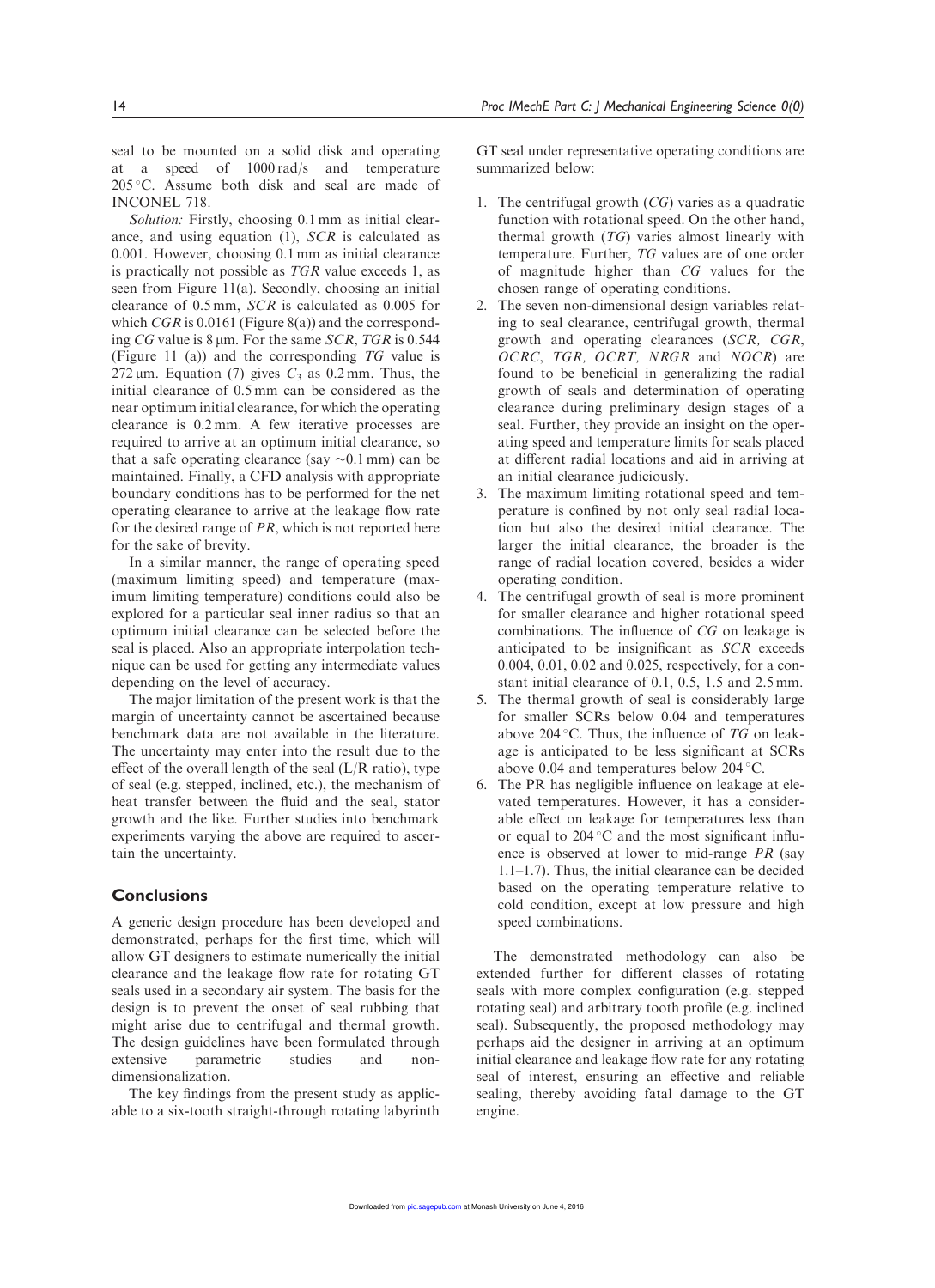seal to be mounted on a solid disk and operating at a speed of 1000 rad/s and temperature 205 °C. Assume both disk and seal are made of INCONEL 718.

*Solution:* Firstly, choosing 0.1 mm as initial clearance, and using equation (1), *SCR* is calculated as 0.001. However, choosing 0.1 mm as initial clearance is practically not possible as *TGR* value exceeds 1, as seen from Figure 11(a). Secondly, choosing an initial clearance of 0.5 mm, *SCR* is calculated as 0.005 for which *CGR* is 0.0161 (Figure 8(a)) and the corresponding *CG* value is 8 µm. For the same *SCR*, *TGR* is 0.544 (Figure 11 (a)) and the corresponding *TG* value is 272 µm. Equation (7) gives $C_3$ as 0.2 mm. Thus, the initial clearance of 0.5 mm can be considered as the near optimum initial clearance, for which the operating clearance is 0.2 mm. A few iterative processes are required to arrive at an optimum initial clearance, so that a safe operating clearance (say ~0.1 mm) can be maintained. Finally, a CFD analysis with appropriate boundary conditions has to be performed for the net operating clearance to arrive at the leakage flow rate for the desired range of *PR*, which is not reported here for the sake of brevity.

In a similar manner, the range of operating speed (maximum limiting speed) and temperature (maximum limiting temperature) conditions could also be explored for a particular seal inner radius so that an optimum initial clearance can be selected before the seal is placed. Also an appropriate interpolation technique can be used for getting any intermediate values depending on the level of accuracy.

The major limitation of the present work is that the margin of uncertainty cannot be ascertained because benchmark data are not available in the literature. The uncertainty may enter into the result due to the effect of the overall length of the seal (L/R ratio), type of seal (e.g. stepped, inclined, etc.), the mechanism of heat transfer between the fluid and the seal, stator growth and the like. Further studies into benchmark experiments varying the above are required to ascertain the uncertainty.

## Conclusions

A generic design procedure has been developed and demonstrated, perhaps for the first time, which will allow GT designers to estimate numerically the initial clearance and the leakage flow rate for rotating GT seals used in a secondary air system. The basis for the design is to prevent the onset of seal rubbing that might arise due to centrifugal and thermal growth. The design guidelines have been formulated through extensive parametric studies and non-dimensionalization.

The key findings from the present study as applicable to a six-tooth straight-through rotating labyrinth GT seal under representative operating conditions are summarized below:

1. The centrifugal growth (*CG*) varies as a quadratic function with rotational speed. On the other hand, thermal growth (*TG*) varies almost linearly with temperature. Further, *TG* values are of one order of magnitude higher than *CG* values for the chosen range of operating conditions.
2. The seven non-dimensional design variables relating to seal clearance, centrifugal growth, thermal growth and operating clearances (*SCR, CGR, OCRC, TGR, OCRT, NRGR* and *NOCR*) are found to be beneficial in generalizing the radial growth of seals and determination of operating clearance during preliminary design stages of a seal. Further, they provide an insight on the operating speed and temperature limits for seals placed at different radial locations and aid in arriving at an initial clearance judiciously.
3. The maximum limiting rotational speed and temperature is confined by not only seal radial location but also the desired initial clearance. The larger the initial clearance, the broader is the range of radial location covered, besides a wider operating condition.
4. The centrifugal growth of seal is more prominent for smaller clearance and higher rotational speed combinations. The influence of *CG* on leakage is anticipated to be insignificant as *SCR* exceeds 0.004, 0.01, 0.02 and 0.025, respectively, for a constant initial clearance of 0.1, 0.5, 1.5 and 2.5 mm.
5. The thermal growth of seal is considerably large for smaller SCRs below 0.04 and temperatures above 204 °C. Thus, the influence of *TG* on leakage is anticipated to be less significant at SCRs above 0.04 and temperatures below 204 °C.
6. The PR has negligible influence on leakage at elevated temperatures. However, it has a considerable effect on leakage for temperatures less than or equal to 204 °C and the most significant influence is observed at lower to mid-range *PR* (say 1.1–1.7). Thus, the initial clearance can be decided based on the operating temperature relative to cold condition, except at low pressure and high speed combinations.

The demonstrated methodology can also be extended further for different classes of rotating seals with more complex configuration (e.g. stepped rotating seal) and arbitrary tooth profile (e.g. inclined seal). Subsequently, the proposed methodology may perhaps aid the designer in arriving at an optimum initial clearance and leakage flow rate for any rotating seal of interest, ensuring an effective and reliable sealing, thereby avoiding fatal damage to the GT engine.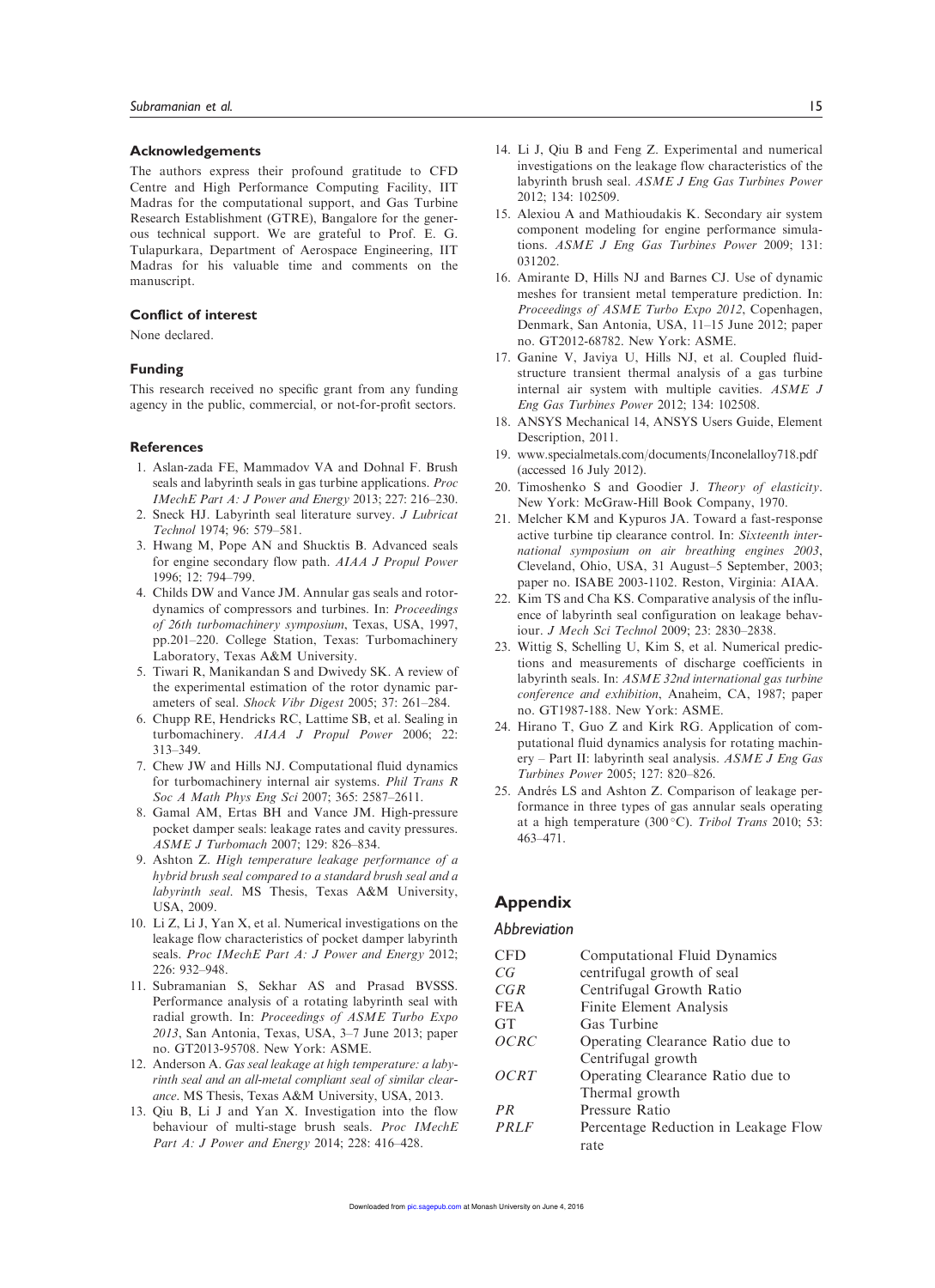## Acknowledgements

The authors express their profound gratitude to CFD Centre and High Performance Computing Facility, IIT Madras for the computational support, and Gas Turbine Research Establishment (GTRE), Bangalore for the generous technical support. We are grateful to Prof. E. G. Tulapurkara, Department of Aerospace Engineering, IIT Madras for his valuable time and comments on the manuscript.

## Conflict of interest

None declared.

## Funding

This research received no specific grant from any funding agency in the public, commercial, or not-for-profit sectors.

## References

1. Aslan-zada FE, Mammadov VA and Dohnal F. Brush seals and labyrinth seals in gas turbine applications. *Proc IMechE Part A: J Power and Energy* 2013; 227: 216–230.
2. Sneck HJ. Labyrinth seal literature survey. *J Lubricat Technol* 1974; 96: 579–581.
3. Hwang M, Pope AN and Shucktis B. Advanced seals for engine secondary flow path. *AIAA J Propul Power* 1996; 12: 794–799.
4. Childs DW and Vance JM. Annular gas seals and rotordynamics of compressors and turbines. In: *Proceedings of 26th turbomachinery symposium*, Texas, USA, 1997, pp.201–220. College Station, Texas: Turbomachinery Laboratory, Texas A&M University.
5. Tiwari R, Manikandan S and Dwivedy SK. A review of the experimental estimation of the rotor dynamic parameters of seal. *Shock Vibr Digest* 2005; 37: 261–284.
6. Chupp RE, Hendricks RC, Lattime SB, et al. Sealing in turbomachinery. *AIAA J Propul Power* 2006; 22: 313–349.
7. Chew JW and Hills NJ. Computational fluid dynamics for turbomachinery internal air systems. *Phil Trans R Soc A Math Phys Eng Sci* 2007; 365: 2587–2611.
8. Gamal AM, Ertas BH and Vance JM. High-pressure pocket damper seals: leakage rates and cavity pressures. *ASME J Turbomach* 2007; 129: 826–834.
9. Ashton Z. *High temperature leakage performance of a hybrid brush seal compared to a standard brush seal and a labyrinth seal*. MS Thesis, Texas A&M University, USA, 2009.
10. Li Z, Li J, Yan X, et al. Numerical investigations on the leakage flow characteristics of pocket damper labyrinth seals. *Proc IMechE Part A: J Power and Energy* 2012; 226: 932–948.
11. Subramanian S, Sekhar AS and Prasad BVSSS. Performance analysis of a rotating labyrinth seal with radial growth. In: *Proceedings of ASME Turbo Expo 2013*, San Antonia, Texas, USA, 3–7 June 2013; paper no. GT2013-95708. New York: ASME.
12. Anderson A. *Gas seal leakage at high temperature: a labyrinth seal and an all-metal compliant seal of similar clearance*. MS Thesis, Texas A&M University, USA, 2013.
13. Qiu B, Li J and Yan X. Investigation into the flow behaviour of multi-stage brush seals. *Proc IMechE Part A: J Power and Energy* 2014; 228: 416–428.
14. Li J, Qiu B and Feng Z. Experimental and numerical investigations on the leakage flow characteristics of the labyrinth brush seal. *ASME J Eng Gas Turbines Power* 2012; 134: 102509.
15. Alexiou A and Mathioudakis K. Secondary air system component modeling for engine performance simulations. *ASME J Eng Gas Turbines Power* 2009; 131: 031202.
16. Amirante D, Hills NJ and Barnes CJ. Use of dynamic meshes for transient metal temperature prediction. In: *Proceedings of ASME Turbo Expo 2012*, Copenhagen, Denmark, San Antonia, USA, 11–15 June 2012; paper no. GT2012-68782. New York: ASME.
17. Ganine V, Javiya U, Hills NJ, et al. Coupled fluid-structure transient thermal analysis of a gas turbine internal air system with multiple cavities. *ASME J Eng Gas Turbines Power* 2012; 134: 102508.
18. ANSYS Mechanical 14, ANSYS Users Guide, Element Description, 2011.
19. www.specialmetals.com/documents/Inconelalloy718.pdf (accessed 16 July 2012).
20. Timoshenko S and Goodier J. *Theory of elasticity*. New York: McGraw-Hill Book Company, 1970.
21. Melcher KM and Kypuros JA. Toward a fast-response active turbine tip clearance control. In: *Sixteenth international symposium on air breathing engines 2003*, Cleveland, Ohio, USA, 31 August–5 September, 2003; paper no. ISABE 2003-1102. Reston, Virginia: AIAA.
22. Kim TS and Cha KS. Comparative analysis of the influence of labyrinth seal configuration on leakage behaviour. *J Mech Sci Technol* 2009; 23: 2830–2838.
23. Wittig S, Schelling U, Kim S, et al. Numerical predictions and measurements of discharge coefficients in labyrinth seals. In: *ASME 32nd international gas turbine conference and exhibition*, Anaheim, CA, 1987; paper no. GT1987-188. New York: ASME.
24. Hirano T, Guo Z and Kirk RG. Application of computational fluid dynamics analysis for rotating machinery – Part II: labyrinth seal analysis. *ASME J Eng Gas Turbines Power* 2005; 127: 820–826.
25. Andrés LS and Ashton Z. Comparison of leakage performance in three types of gas annular seals operating at a high temperature (300°C). *Tribol Trans* 2010; 53: 463–471.

## Appendix

### Abbreviation

| | |
|---|---|
| CFD | Computational Fluid Dynamics |
| *CG* | centrifugal growth of seal |
| *CGR* | Centrifugal Growth Ratio |
| FEA | Finite Element Analysis |
| GT | Gas Turbine |
| *OCRC* | Operating Clearance Ratio due to Centrifugal growth |
| *OCRT* | Operating Clearance Ratio due to Thermal growth |
| *PR* | Pressure Ratio |
| *PRLF* | Percentage Reduction in Leakage Flow rate |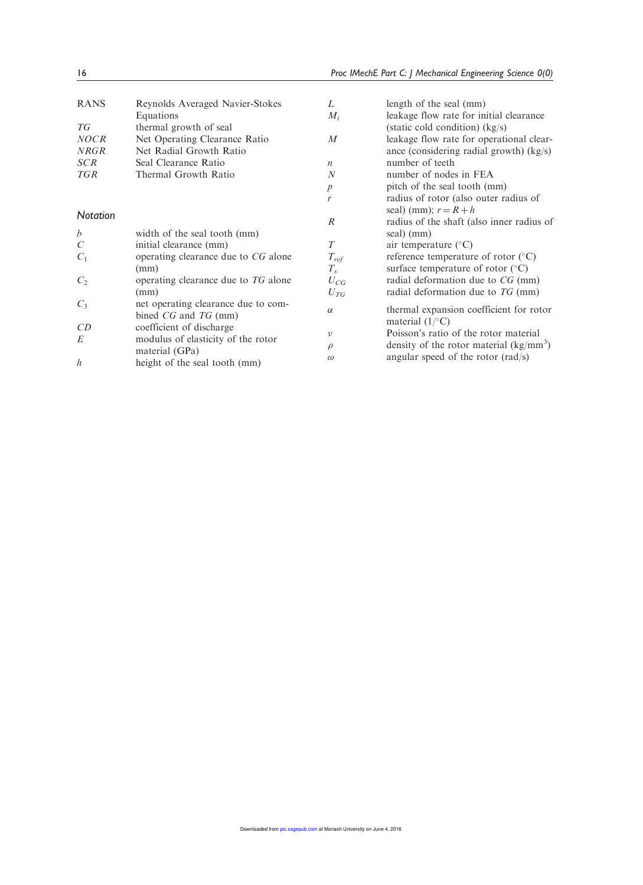| | |
|---|---|
| RANS | Reynolds Averaged Navier-Stokes Equations |
| *TG* | thermal growth of seal |
| *NOCR* | Net Operating Clearance Ratio |
| *NRGR* | Net Radial Growth Ratio |
| *SCR* | Seal Clearance Ratio |
| *TGR* | Thermal Growth Ratio |

## Notation

| | |
|---|---|
| $b$ | width of the seal tooth (mm) |
| $C$ | initial clearance (mm) |
| $C_1$ | operating clearance due to *CG* alone (mm) |
| $C_2$ | operating clearance due to *TG* alone (mm) |
| $C_3$ | net operating clearance due to combined *CG* and *TG* (mm) |
| *CD* | coefficient of discharge |
| $E$ | modulus of elasticity of the rotor material (GPa) |
| $h$ | height of the seal tooth (mm) |
| $L$ | length of the seal (mm) |
| $M_i$ | leakage flow rate for initial clearance (static cold condition) (kg/s) |
| $M$ | leakage flow rate for operational clearance (considering radial growth) (kg/s) |
| $n$ | number of teeth |
| $N$ | number of nodes in FEA |
| $p$ | pitch of the seal tooth (mm) |
| $r$ | radius of rotor (also outer radius of seal) (mm); $r = R + h$ |
| $R$ | radius of the shaft (also inner radius of seal) (mm) |
| $T$ | air temperature (°C) |
| $T_{ref}$ | reference temperature of rotor (°C) |
| $T_s$ | surface temperature of rotor (°C) |
| $U_{CG}$ | radial deformation due to *CG* (mm) |
| $U_{TG}$ | radial deformation due to *TG* (mm) |
| $\alpha$ | thermal expansion coefficient for rotor material (1/°C) |
| $\nu$ | Poisson's ratio of the rotor material |
| $\rho$ | density of the rotor material (kg/mm$^3$) |
| $\omega$ | angular speed of the rotor (rad/s) |